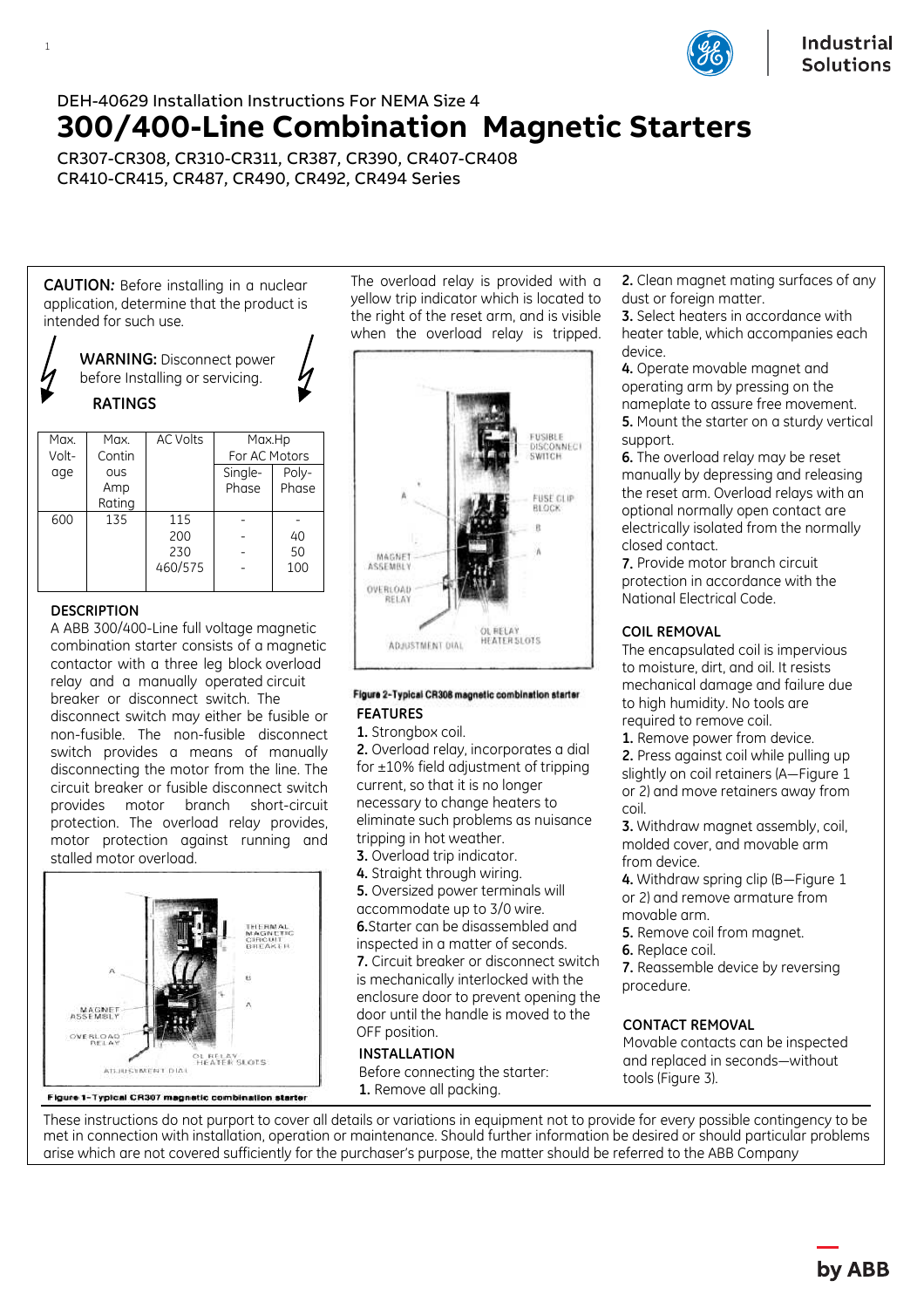DEH-40629 Installation Instructions For NEMA Size 4

# 300/400-Line Combination Magnetic Starters

CR307-CR308, CR310-CR311, CR387, CR390, CR407-CR408
CR410-CR415, CR487, CR490, CR492, CR494 Series

**CAUTION:** Before installing in a nuclear application, determine that the product is intended for such use.

**WARNING:** Disconnect power before Installing or servicing.

### RATINGS

| Max. Voltage | Max. Continous Amp Rating | AC Volts | Max.Hp For AC Motors | |
|---|---|---|---|---|
| | | | Single-Phase | Poly-Phase |
| 600 | 135 | 115<br>200<br>230<br>460/575 | -<br>-<br>-<br>- | -<br>40<br>50<br>100 |

### DESCRIPTION

A ABB 300/400-Line full voltage magnetic combination starter consists of a magnetic contactor with a three leg block overload relay and a manually operated circuit breaker or disconnect switch. The disconnect switch may either be fusible or non-fusible. The non-fusible disconnect switch provides a means of manually disconnecting the motor from the line. The circuit breaker or fusible disconnect switch provides motor branch short-circuit protection. The overload relay provides, motor protection against running and stalled motor overload.

Figure 1-Typical CR307 magnetic combination starter

The overload relay is provided with a yellow trip indicator which is located to the right of the reset arm, and is visible when the overload relay is tripped.

Figure 2-Typical CR308 magnetic combination starter

### FEATURES

1. Strongbox coil.
2. Overload relay, incorporates a dial for ±10% field adjustment of tripping current, so that it is no longer necessary to change heaters to eliminate such problems as nuisance tripping in hot weather.
3. Overload trip indicator.
4. Straight through wiring.
5. Oversized power terminals will accommodate up to 3/0 wire.
6. Starter can be disassembled and inspected in a matter of seconds.
7. Circuit breaker or disconnect switch is mechanically interlocked with the enclosure door to prevent opening the door until the handle is moved to the OFF position.

### INSTALLATION

Before connecting the starter:

1. Remove all packing.
2. Clean magnet mating surfaces of any dust or foreign matter.
3. Select heaters in accordance with heater table, which accompanies each device.
4. Operate movable magnet and operating arm by pressing on the nameplate to assure free movement.
5. Mount the starter on a sturdy vertical support.
6. The overload relay may be reset manually by depressing and releasing the reset arm. Overload relays with an optional normally open contact are electrically isolated from the normally closed contact.
7. Provide motor branch circuit protection in accordance with the National Electrical Code.

### COIL REMOVAL

The encapsulated coil is impervious to moisture, dirt, and oil. It resists mechanical damage and failure due to high humidity. No tools are required to remove coil.

1. Remove power from device.
2. Press against coil while pulling up slightly on coil retainers (A—Figure 1 or 2) and move retainers away from coil.
3. Withdraw magnet assembly, coil, molded cover, and movable arm from device.
4. Withdraw spring clip (B—Figure 1 or 2) and remove armature from movable arm.
5. Remove coil from magnet.
6. Replace coil.
7. Reassemble device by reversing procedure.

### CONTACT REMOVAL

Movable contacts can be inspected and replaced in seconds—without tools (Figure 3).

These instructions do not purport to cover all details or variations in equipment not to provide for every possible contingency to be met in connection with installation, operation or maintenance. Should further information be desired or should particular problems arise which are not covered sufficiently for the purchaser's purpose, the matter should be referred to the ABB Company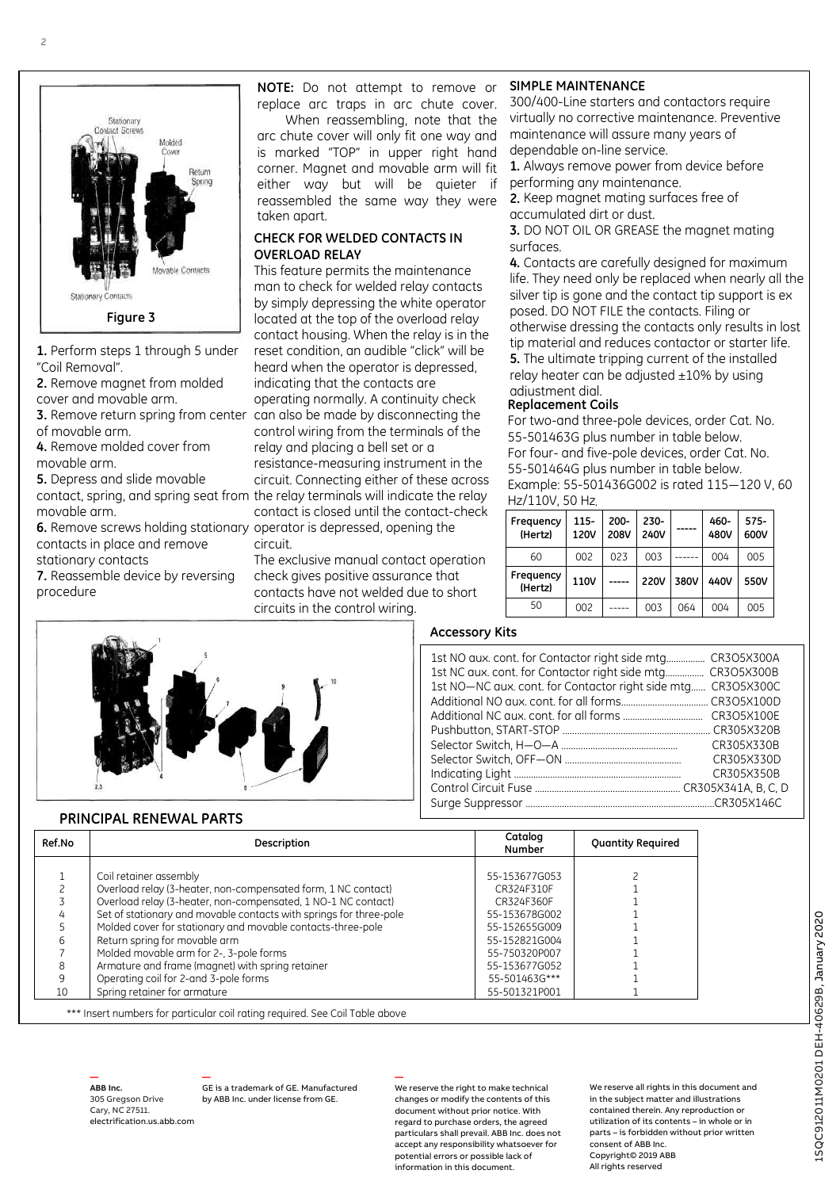Stationary Contact Screws

Molded Cover

Return Spring

Movable Contacts

Stationary Contacts

**Figure 3**

**1.** Perform steps 1 through 5 under "Coil Removal".

**2.** Remove magnet from molded cover and movable arm.

**3.** Remove return spring from center of movable arm.

**4.** Remove molded cover from movable arm.

**5.** Depress and slide movable contact, spring, and spring seat from movable arm.

**6.** Remove screws holding stationary contacts in place and remove stationary contacts

**7.** Reassemble device by reversing procedure

**NOTE:** Do not attempt to remove or replace arc traps in arc chute cover.

When reassembling, note that the arc chute cover will only fit one way and is marked "TOP" in upper right hand corner. Magnet and movable arm will fit either way but will be quieter if reassembled the same way they were taken apart.

### CHECK FOR WELDED CONTACTS IN OVERLOAD RELAY

This feature permits the maintenance man to check for welded relay contacts by simply depressing the white operator located at the top of the overload relay contact housing. When the relay is in the reset condition, an audible "click" will be heard when the operator is depressed, indicating that the contacts are operating normally. A continuity check can also be made by disconnecting the control wiring from the terminals of the relay and placing a bell set or a resistance-measuring instrument in the circuit. Connecting either of these across the relay terminals will indicate the relay contact is closed until the contact-check operator is depressed, opening the circuit.

The exclusive manual contact operation check gives positive assurance that contacts have not welded due to short circuits in the control wiring.

### SIMPLE MAINTENANCE

300/400-Line starters and contactors require virtually no corrective maintenance. Preventive maintenance will assure many years of dependable on-line service.

**1.** Always remove power from device before performing any maintenance.

**2.** Keep magnet mating surfaces free of accumulated dirt or dust.

**3.** DO NOT OIL OR GREASE the magnet mating surfaces.

**4.** Contacts are carefully designed for maximum life. They need only be replaced when nearly all the silver tip is gone and the contact tip support is ex posed. DO NOT FILE the contacts. Filing or otherwise dressing the contacts only results in lost tip material and reduces contactor or starter life.

**5.** The ultimate tripping current of the installed relay heater can be adjusted ±10% by using adjustment dial.

### Replacement Coils

For two-and three-pole devices, order Cat. No. 55-501463G plus number in table below.
For four- and five-pole devices, order Cat. No. 55-501464G plus number in table below.
Example: 55-501436G002 is rated 115—120 V, 60 Hz/110V, 50 Hz.

| Frequency (Hertz) | 115-120V | 200-208V | 230-240V | ----- | 460-480V | 575-600V |
|---|---|---|---|---|---|---|
| 60 | 002 | 023 | 003 | ------ | 004 | 005 |
| **Frequency (Hertz)** | **110V** | **-----** | **220V** | **380V** | **440V** | **550V** |
| 50 | 002 | ----- | 003 | 064 | 004 | 005 |

1 2,3 4 5 6 7 8 9 10

### Accessory Kits

| | |
|---|---|
| 1st NO aux. cont. for Contactor right side mtg | CR3O5X300A |
| 1st NC aux. cont. for Contactor right side mtg | CR3O5X300B |
| 1st NO—NC aux. cont. for Contactor right side mtg | CR3O5X300C |
| Additional NO aux. cont. for all forms | CR3O5X100D |
| Additional NC aux. cont. for all forms | CR3O5X100E |
| Pushbutton, START-STOP | CR305X320B |
| Selector Switch, H—O—A | CR305X330B |
| Selector Switch, OFF—ON | CR305X330D |
| Indicating Light | CR305X350B |
| Control Circuit Fuse | CR305X341A, B, C, D |
| Surge Suppressor | CR305X146C |

### PRINCIPAL RENEWAL PARTS

| Ref.No | Description | Catalog Number | Quantity Required |
|---|---|---|---|
| 1 | Coil retainer assembly | 55-153677G053 | 2 |
| 2 | Overload relay (3-heater, non-compensated form, 1 NC contact) | CR324F310F | 1 |
| 3 | Overload relay (3-heater, non-compensated, 1 NO-1 NC contact) | CR324F360F | 1 |
| 4 | Set of stationary and movable contacts with springs for three-pole | 55-153678G002 | 1 |
| 5 | Molded cover for stationary and movable contacts-three-pole | 55-152655G009 | 1 |
| 6 | Return spring for movable arm | 55-152821G004 | 1 |
| 7 | Molded movable arm for 2-, 3-pole forms | 55-750320P007 | 1 |
| 8 | Armature and frame (magnet) with spring retainer | 55-153677G052 | 1 |
| 9 | Operating coil for 2-and 3-pole forms | 55-501463G*** | 1 |
| 10 | Spring retainer for armature | 55-501321P001 | 1 |

*** Insert numbers for particular coil rating required. See Coil Table above

**ABB Inc.**
305 Gregson Drive
Cary, NC 27511.
electrification.us.abb.com

GE is a trademark of GE. Manufactured by ABB Inc. under license from GE.

We reserve the right to make technical changes or modify the contents of this document without prior notice. With regard to purchase orders, the agreed particulars shall prevail. ABB Inc. does not accept any responsibility whatsoever for potential errors or possible lack of information in this document.

We reserve all rights in this document and in the subject matter and illustrations contained therein. Any reproduction or utilization of its contents – in whole or in parts – is forbidden without prior written consent of ABB Inc.
Copyright© 2019 ABB
All rights reserved

1SQC912011M0201 DEH-40629B, January 2020